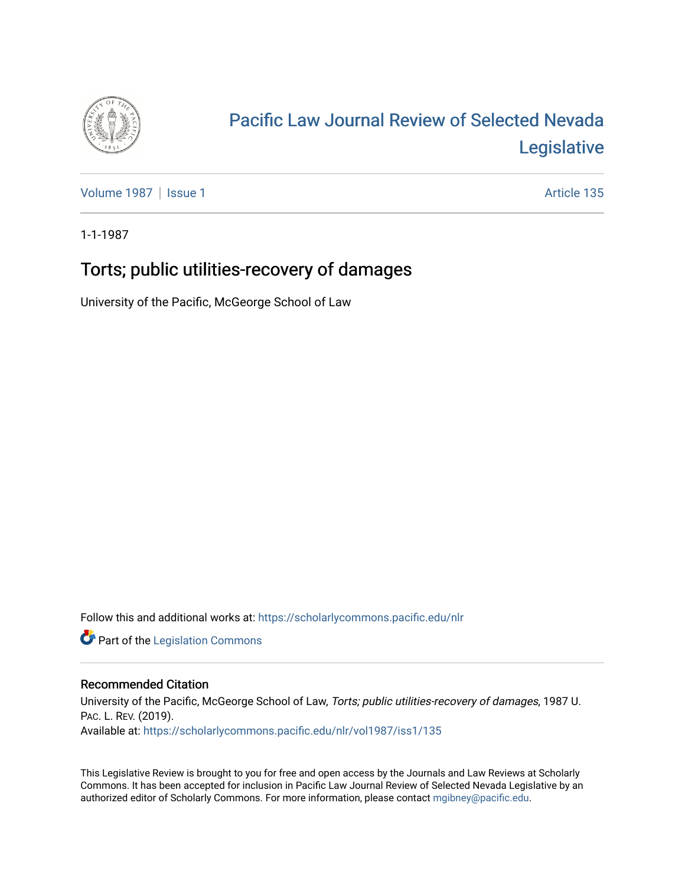# Pacific Law Journal Review of Selected Nevada Legislative

Volume 1987 | Issue 1 Article 135

1-1-1987

## Torts; public utilities-recovery of damages

University of the Pacific, McGeorge School of Law

Follow this and additional works at: https://scholarlycommons.pacific.edu/nlr

Part of the Legislation Commons

### Recommended Citation

University of the Pacific, McGeorge School of Law, *Torts; public utilities-recovery of damages*, 1987 U. PAC. L. REV. (2019).

Available at: https://scholarlycommons.pacific.edu/nlr/vol1987/iss1/135

This Legislative Review is brought to you for free and open access by the Journals and Law Reviews at Scholarly Commons. It has been accepted for inclusion in Pacific Law Journal Review of Selected Nevada Legislative by an authorized editor of Scholarly Commons. For more information, please contact mgibney@pacific.edu.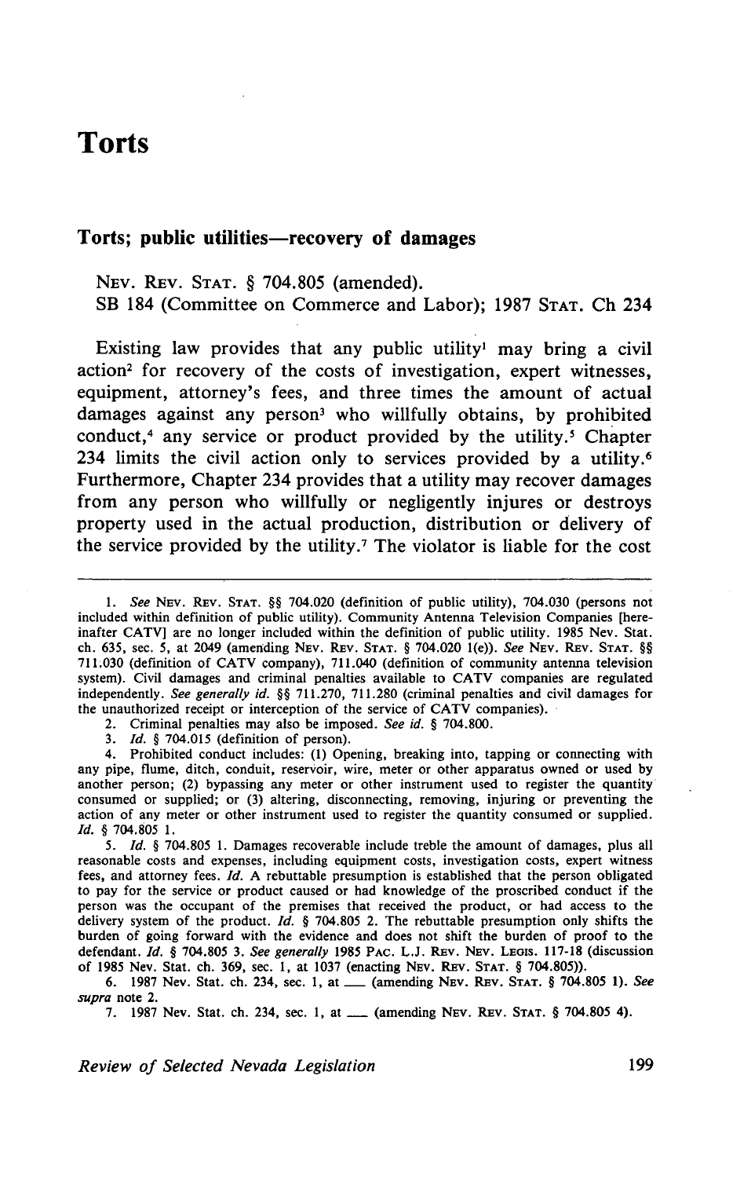# Torts

## Torts; public utilities—recovery of damages

NEV. REV. STAT. § 704.805 (amended).
SB 184 (Committee on Commerce and Labor); 1987 STAT. Ch 234

Existing law provides that any public utility[1] may bring a civil action[2] for recovery of the costs of investigation, expert witnesses, equipment, attorney's fees, and three times the amount of actual damages against any person[3] who willfully obtains, by prohibited conduct,[4] any service or product provided by the utility.[5] Chapter 234 limits the civil action only to services provided by a utility.[6] Furthermore, Chapter 234 provides that a utility may recover damages from any person who willfully or negligently injures or destroys property used in the actual production, distribution or delivery of the service provided by the utility.[7] The violator is liable for the cost

---

1. *See* NEV. REV. STAT. §§ 704.020 (definition of public utility), 704.030 (persons not included within definition of public utility). Community Antenna Television Companies [hereinafter CATV] are no longer included within the definition of public utility. 1985 Nev. Stat. ch. 635, sec. 5, at 2049 (amending NEV. REV. STAT. § 704.020 1(e)). *See* NEV. REV. STAT. §§ 711.030 (definition of CATV company), 711.040 (definition of community antenna television system). Civil damages and criminal penalties available to CATV companies are regulated independently. *See generally id.* §§ 711.270, 711.280 (criminal penalties and civil damages for the unauthorized receipt or interception of the service of CATV companies).

2. Criminal penalties may also be imposed. *See id.* § 704.800.

3. *Id.* § 704.015 (definition of person).

4. Prohibited conduct includes: (1) Opening, breaking into, tapping or connecting with any pipe, flume, ditch, conduit, reservoir, wire, meter or other apparatus owned or used by another person; (2) bypassing any meter or other instrument used to register the quantity consumed or supplied; or (3) altering, disconnecting, removing, injuring or preventing the action of any meter or other instrument used to register the quantity consumed or supplied. *Id.* § 704.805 1.

5. *Id.* § 704.805 1. Damages recoverable include treble the amount of damages, plus all reasonable costs and expenses, including equipment costs, investigation costs, expert witness fees, and attorney fees. *Id.* A rebuttable presumption is established that the person obligated to pay for the service or product caused or had knowledge of the proscribed conduct if the person was the occupant of the premises that received the product, or had access to the delivery system of the product. *Id.* § 704.805 2. The rebuttable presumption only shifts the burden of going forward with the evidence and does not shift the burden of proof to the defendant. *Id.* § 704.805 3. *See generally* 1985 PAC. L.J. REV. NEV. LEGIS. 117-18 (discussion of 1985 Nev. Stat. ch. 369, sec. 1, at 1037 (enacting NEV. REV. STAT. § 704.805)).

6. 1987 Nev. Stat. ch. 234, sec. 1, at ___ (amending NEV. REV. STAT. § 704.805 1). *See supra* note 2.

7. 1987 Nev. Stat. ch. 234, sec. 1, at ___ (amending NEV. REV. STAT. § 704.805 4).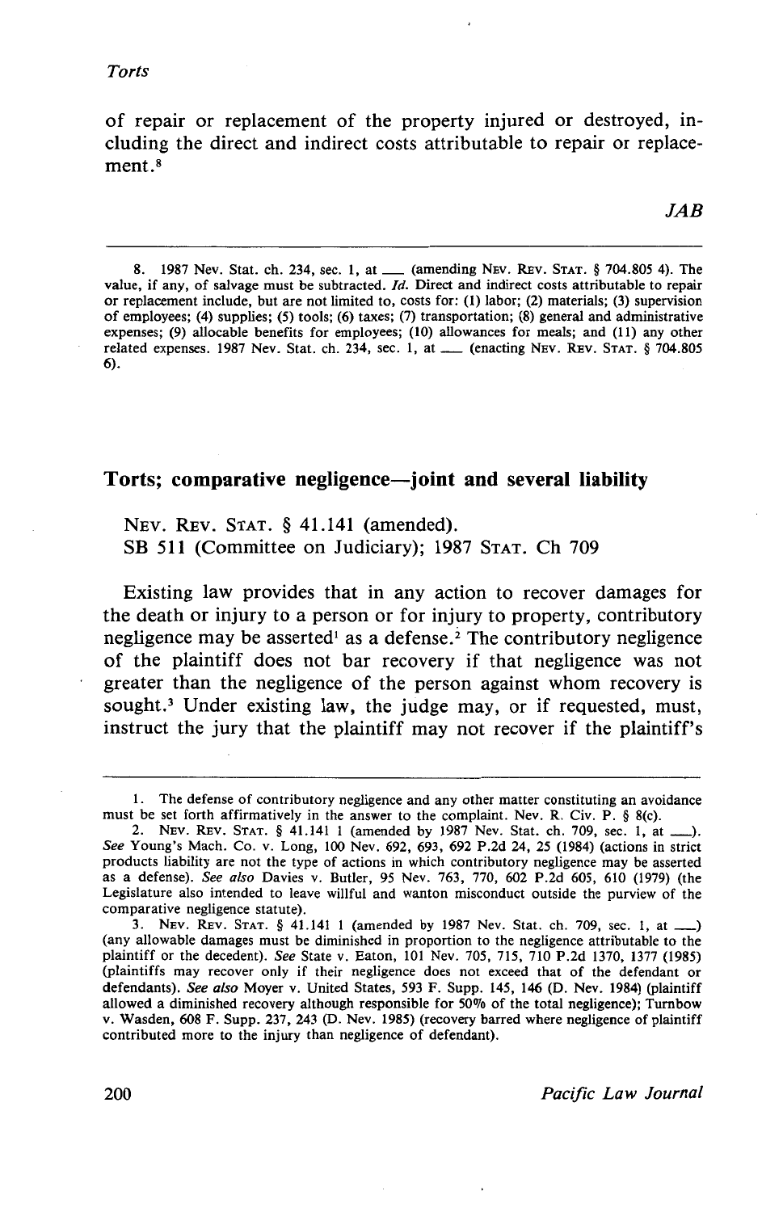of repair or replacement of the property injured or destroyed, including the direct and indirect costs attributable to repair or replacement.[8]

*JAB*

---

8. 1987 Nev. Stat. ch. 234, sec. 1, at ___ (amending NEV. REV. STAT. § 704.805 4). The value, if any, of salvage must be subtracted. *Id.* Direct and indirect costs attributable to repair or replacement include, but are not limited to, costs for: (1) labor; (2) materials; (3) supervision of employees; (4) supplies; (5) tools; (6) taxes; (7) transportation; (8) general and administrative expenses; (9) allocable benefits for employees; (10) allowances for meals; and (11) any other related expenses. 1987 Nev. Stat. ch. 234, sec. 1, at ___ (enacting NEV. REV. STAT. § 704.805 6).

## Torts; comparative negligence—joint and several liability

NEV. REV. STAT. § 41.141 (amended).
SB 511 (Committee on Judiciary); 1987 STAT. Ch 709

Existing law provides that in any action to recover damages for the death or injury to a person or for injury to property, contributory negligence may be asserted[1] as a defense.[2] The contributory negligence of the plaintiff does not bar recovery if that negligence was not greater than the negligence of the person against whom recovery is sought.[3] Under existing law, the judge may, or if requested, must, instruct the jury that the plaintiff may not recover if the plaintiff's

---

1. The defense of contributory negligence and any other matter constituting an avoidance must be set forth affirmatively in the answer to the complaint. Nev. R. Civ. P. § 8(c).

2. NEV. REV. STAT. § 41.141 1 (amended by 1987 Nev. Stat. ch. 709, sec. 1, at ___). *See* Young's Mach. Co. v. Long, 100 Nev. 692, 693, 692 P.2d 24, 25 (1984) (actions in strict products liability are not the type of actions in which contributory negligence may be asserted as a defense). *See also* Davies v. Butler, 95 Nev. 763, 770, 602 P.2d 605, 610 (1979) (the Legislature also intended to leave willful and wanton misconduct outside the purview of the comparative negligence statute).

3. NEV. REV. STAT. § 41.141 1 (amended by 1987 Nev. Stat. ch. 709, sec. 1, at ___) (any allowable damages must be diminished in proportion to the negligence attributable to the plaintiff or the decedent). *See* State v. Eaton, 101 Nev. 705, 715, 710 P.2d 1370, 1377 (1985) (plaintiffs may recover only if their negligence does not exceed that of the defendant or defendants). *See also* Moyer v. United States, 593 F. Supp. 145, 146 (D. Nev. 1984) (plaintiff allowed a diminished recovery although responsible for 50% of the total negligence); Turnbow v. Wasden, 608 F. Supp. 237, 243 (D. Nev. 1985) (recovery barred where negligence of plaintiff contributed more to the injury than negligence of defendant).